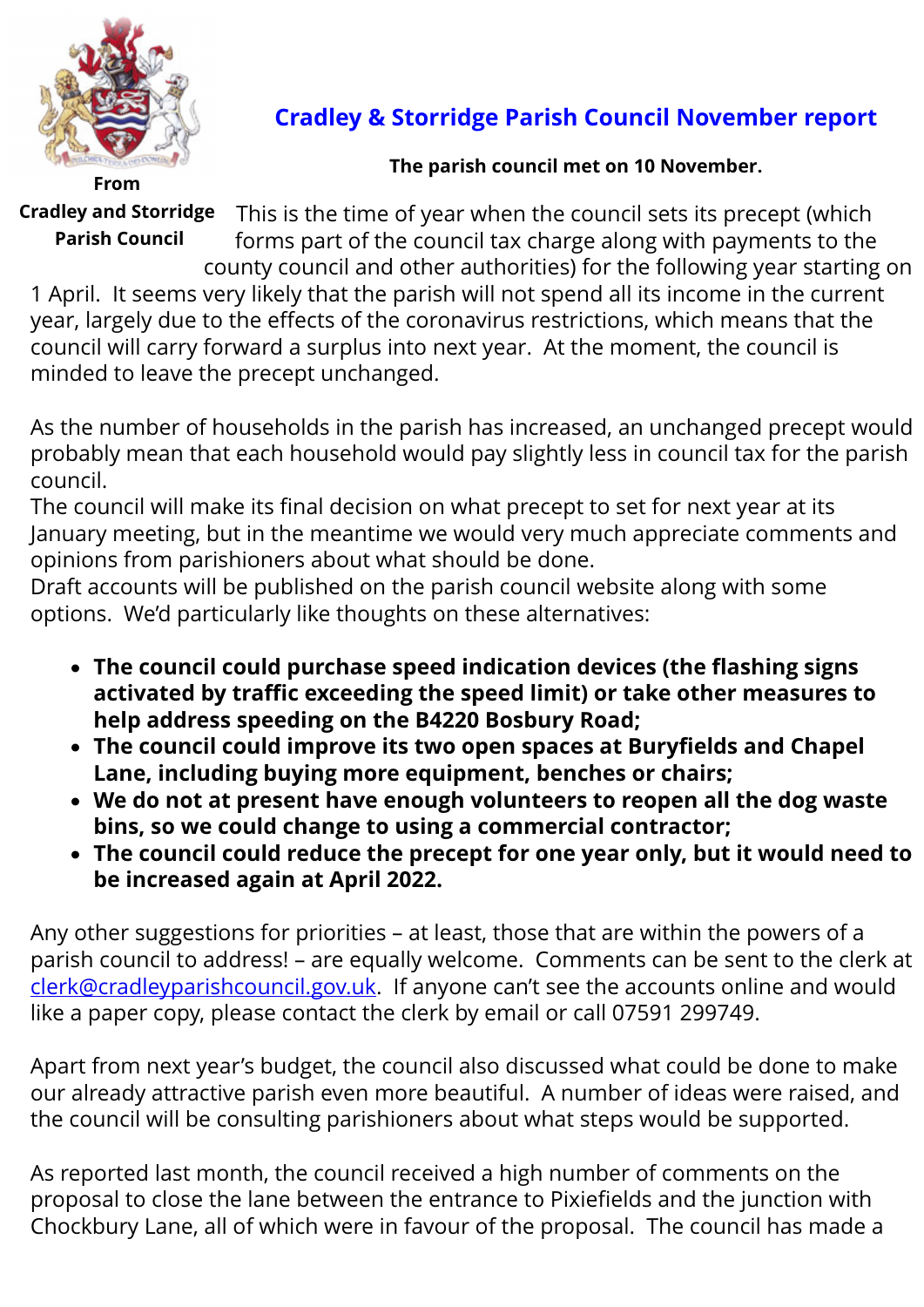# Cradley & Storridge Parish Council November report

**The parish council met on 10 November.**

**From Cradley and Storridge Parish Council**

This is the time of year when the council sets its precept (which forms part of the council tax charge along with payments to the county council and other authorities) for the following year starting on 1 April. It seems very likely that the parish will not spend all its income in the current year, largely due to the effects of the coronavirus restrictions, which means that the council will carry forward a surplus into next year. At the moment, the council is minded to leave the precept unchanged.

As the number of households in the parish has increased, an unchanged precept would probably mean that each household would pay slightly less in council tax for the parish council.

The council will make its final decision on what precept to set for next year at its January meeting, but in the meantime we would very much appreciate comments and opinions from parishioners about what should be done.

Draft accounts will be published on the parish council website along with some options. We'd particularly like thoughts on these alternatives:

- **The council could purchase speed indication devices (the flashing signs activated by traffic exceeding the speed limit) or take other measures to help address speeding on the B4220 Bosbury Road;**
- **The council could improve its two open spaces at Buryfields and Chapel Lane, including buying more equipment, benches or chairs;**
- **We do not at present have enough volunteers to reopen all the dog waste bins, so we could change to using a commercial contractor;**
- **The council could reduce the precept for one year only, but it would need to be increased again at April 2022.**

Any other suggestions for priorities – at least, those that are within the powers of a parish council to address! – are equally welcome. Comments can be sent to the clerk at clerk@cradleyparishcouncil.gov.uk. If anyone can't see the accounts online and would like a paper copy, please contact the clerk by email or call 07591 299749.

Apart from next year's budget, the council also discussed what could be done to make our already attractive parish even more beautiful. A number of ideas were raised, and the council will be consulting parishioners about what steps would be supported.

As reported last month, the council received a high number of comments on the proposal to close the lane between the entrance to Pixiefields and the junction with Chockbury Lane, all of which were in favour of the proposal. The council has made a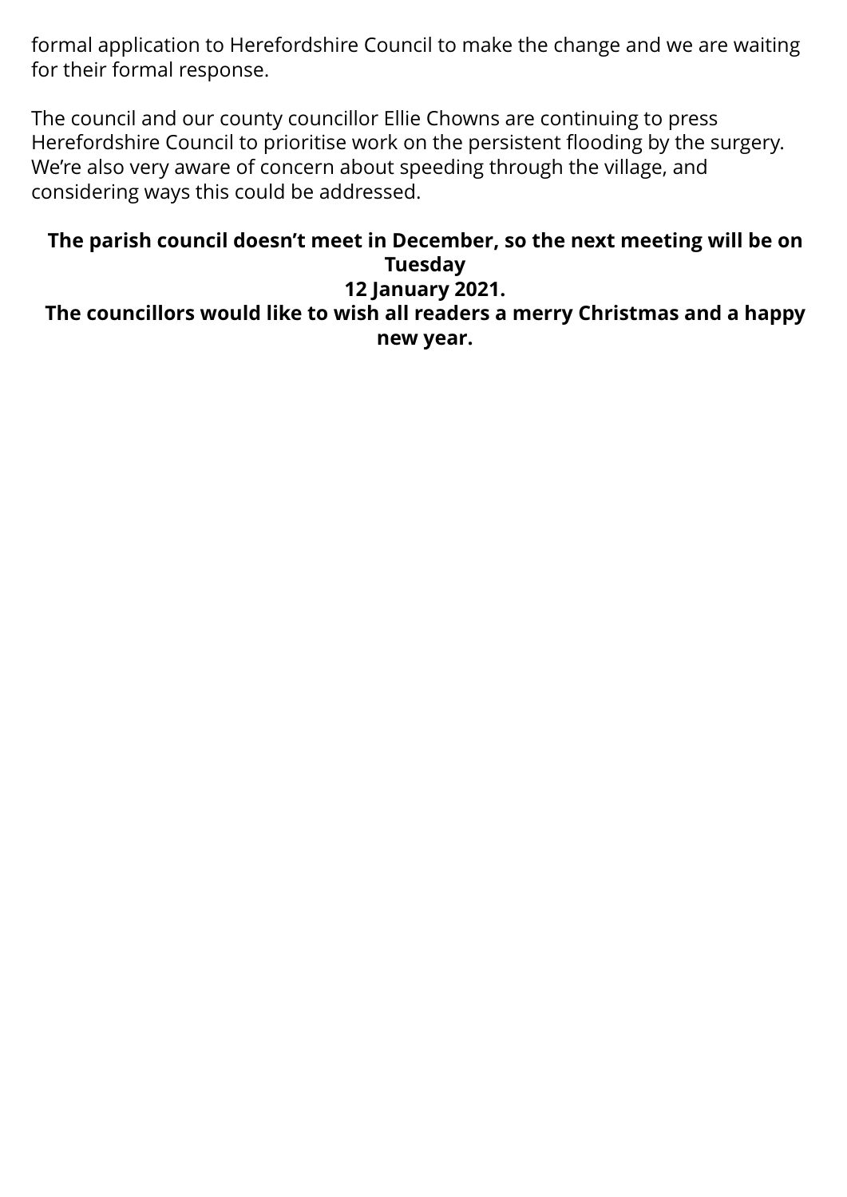formal application to Herefordshire Council to make the change and we are waiting for their formal response.

The council and our county councillor Ellie Chowns are continuing to press Herefordshire Council to prioritise work on the persistent flooding by the surgery. We're also very aware of concern about speeding through the village, and considering ways this could be addressed.

**The parish council doesn't meet in December, so the next meeting will be on Tuesday**
**12 January 2021.**
**The councillors would like to wish all readers a merry Christmas and a happy new year.**